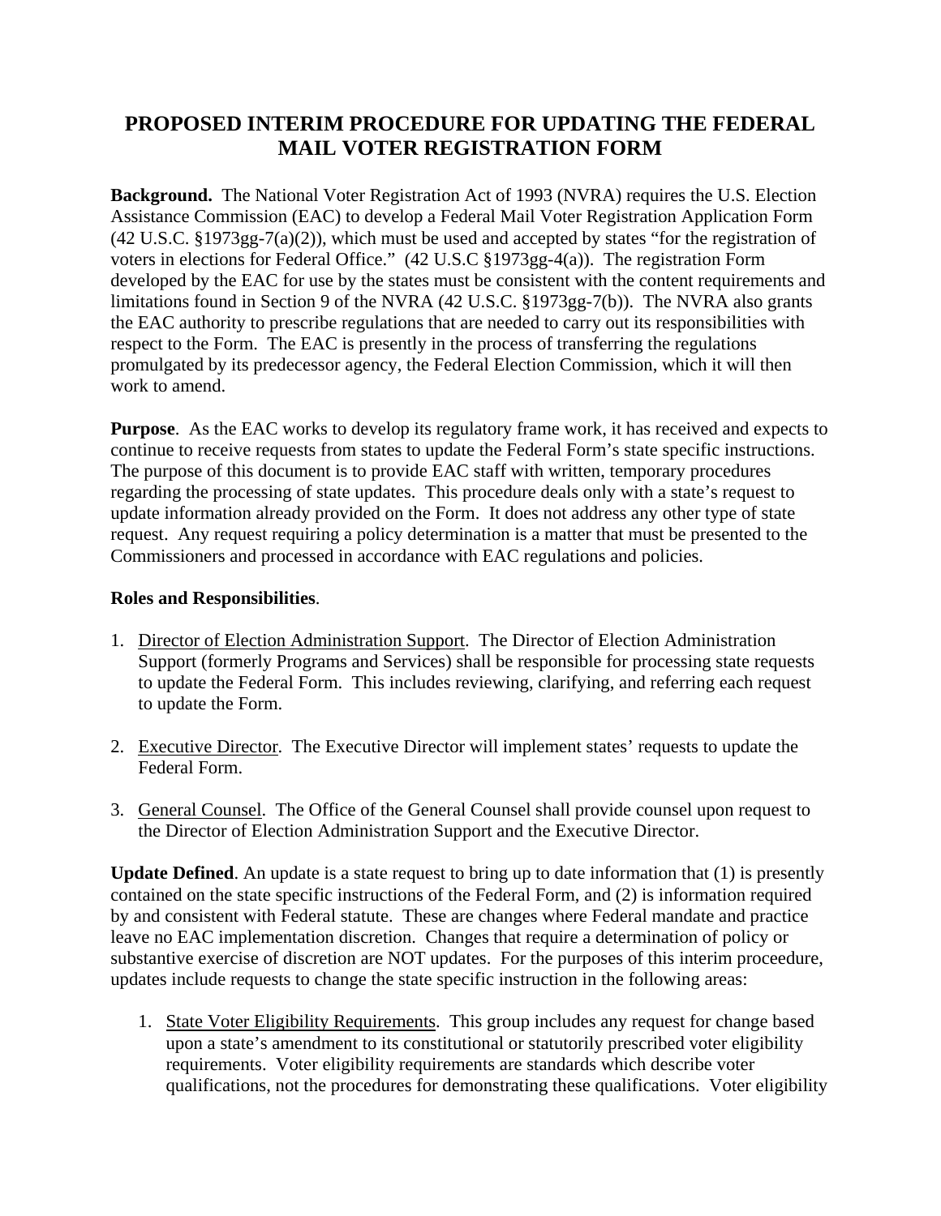# PROPOSED INTERIM PROCEDURE FOR UPDATING THE FEDERAL MAIL VOTER REGISTRATION FORM

**Background.** The National Voter Registration Act of 1993 (NVRA) requires the U.S. Election Assistance Commission (EAC) to develop a Federal Mail Voter Registration Application Form (42 U.S.C. §1973gg-7(a)(2)), which must be used and accepted by states "for the registration of voters in elections for Federal Office." (42 U.S.C §1973gg-4(a)). The registration Form developed by the EAC for use by the states must be consistent with the content requirements and limitations found in Section 9 of the NVRA (42 U.S.C. §1973gg-7(b)). The NVRA also grants the EAC authority to prescribe regulations that are needed to carry out its responsibilities with respect to the Form. The EAC is presently in the process of transferring the regulations promulgated by its predecessor agency, the Federal Election Commission, which it will then work to amend.

**Purpose**. As the EAC works to develop its regulatory frame work, it has received and expects to continue to receive requests from states to update the Federal Form's state specific instructions. The purpose of this document is to provide EAC staff with written, temporary procedures regarding the processing of state updates. This procedure deals only with a state's request to update information already provided on the Form. It does not address any other type of state request. Any request requiring a policy determination is a matter that must be presented to the Commissioners and processed in accordance with EAC regulations and policies.

**Roles and Responsibilities**.

1. Director of Election Administration Support. The Director of Election Administration Support (formerly Programs and Services) shall be responsible for processing state requests to update the Federal Form. This includes reviewing, clarifying, and referring each request to update the Form.

2. Executive Director. The Executive Director will implement states' requests to update the Federal Form.

3. General Counsel. The Office of the General Counsel shall provide counsel upon request to the Director of Election Administration Support and the Executive Director.

**Update Defined**. An update is a state request to bring up to date information that (1) is presently contained on the state specific instructions of the Federal Form, and (2) is information required by and consistent with Federal statute. These are changes where Federal mandate and practice leave no EAC implementation discretion. Changes that require a determination of policy or substantive exercise of discretion are NOT updates. For the purposes of this interim proceedure, updates include requests to change the state specific instruction in the following areas:

1. State Voter Eligibility Requirements. This group includes any request for change based upon a state's amendment to its constitutional or statutorily prescribed voter eligibility requirements. Voter eligibility requirements are standards which describe voter qualifications, not the procedures for demonstrating these qualifications. Voter eligibility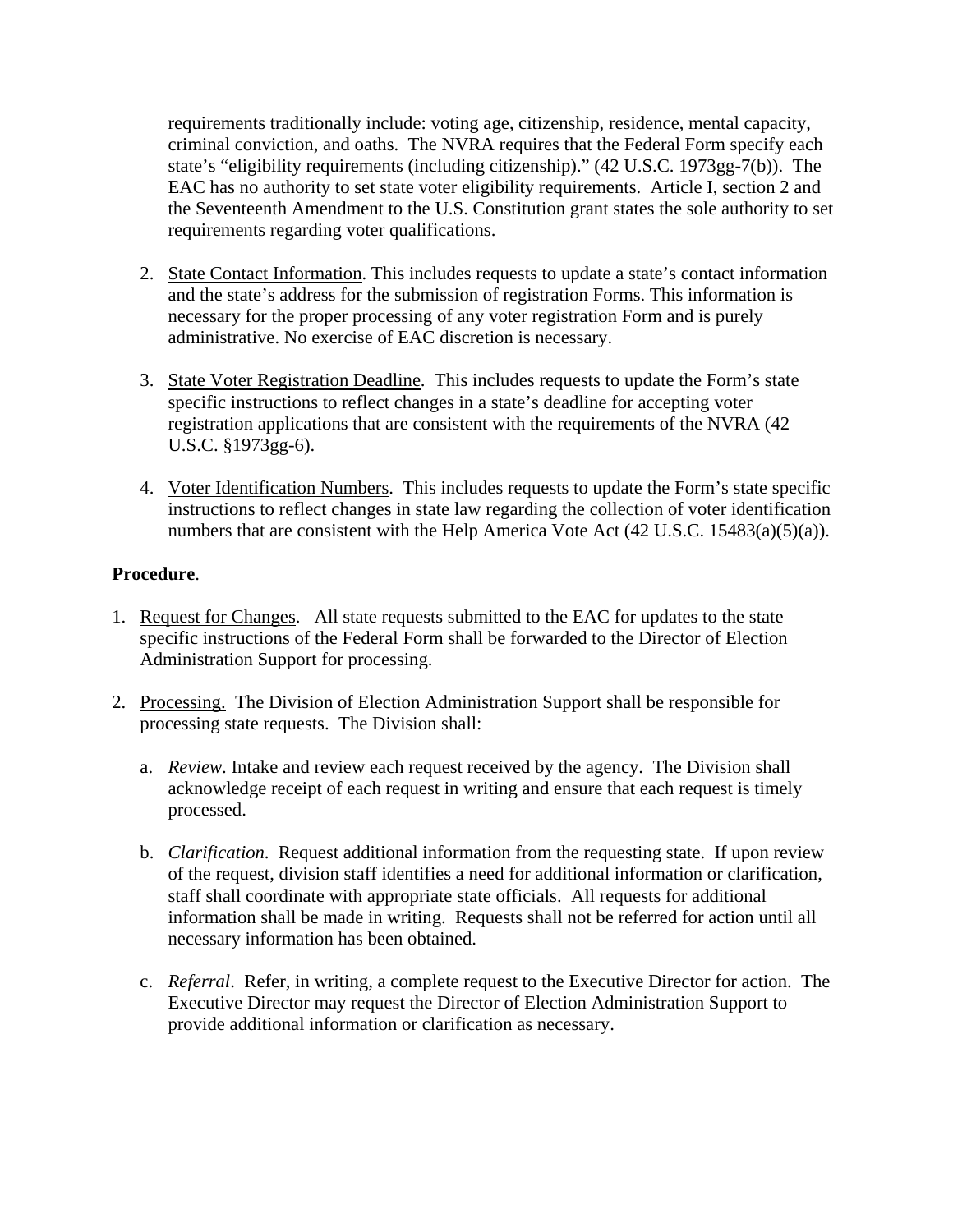requirements traditionally include: voting age, citizenship, residence, mental capacity, criminal conviction, and oaths. The NVRA requires that the Federal Form specify each state's "eligibility requirements (including citizenship)." (42 U.S.C. 1973gg-7(b)). The EAC has no authority to set state voter eligibility requirements. Article I, section 2 and the Seventeenth Amendment to the U.S. Constitution grant states the sole authority to set requirements regarding voter qualifications.

2. State Contact Information. This includes requests to update a state's contact information and the state's address for the submission of registration Forms. This information is necessary for the proper processing of any voter registration Form and is purely administrative. No exercise of EAC discretion is necessary.

3. State Voter Registration Deadline. This includes requests to update the Form's state specific instructions to reflect changes in a state's deadline for accepting voter registration applications that are consistent with the requirements of the NVRA (42 U.S.C. §1973gg-6).

4. Voter Identification Numbers. This includes requests to update the Form's state specific instructions to reflect changes in state law regarding the collection of voter identification numbers that are consistent with the Help America Vote Act (42 U.S.C. 15483(a)(5)(a)).

**Procedure**.

1. Request for Changes. All state requests submitted to the EAC for updates to the state specific instructions of the Federal Form shall be forwarded to the Director of Election Administration Support for processing.

2. Processing. The Division of Election Administration Support shall be responsible for processing state requests. The Division shall:

   a. *Review*. Intake and review each request received by the agency. The Division shall acknowledge receipt of each request in writing and ensure that each request is timely processed.

   b. *Clarification*. Request additional information from the requesting state. If upon review of the request, division staff identifies a need for additional information or clarification, staff shall coordinate with appropriate state officials. All requests for additional information shall be made in writing. Requests shall not be referred for action until all necessary information has been obtained.

   c. *Referral*. Refer, in writing, a complete request to the Executive Director for action. The Executive Director may request the Director of Election Administration Support to provide additional information or clarification as necessary.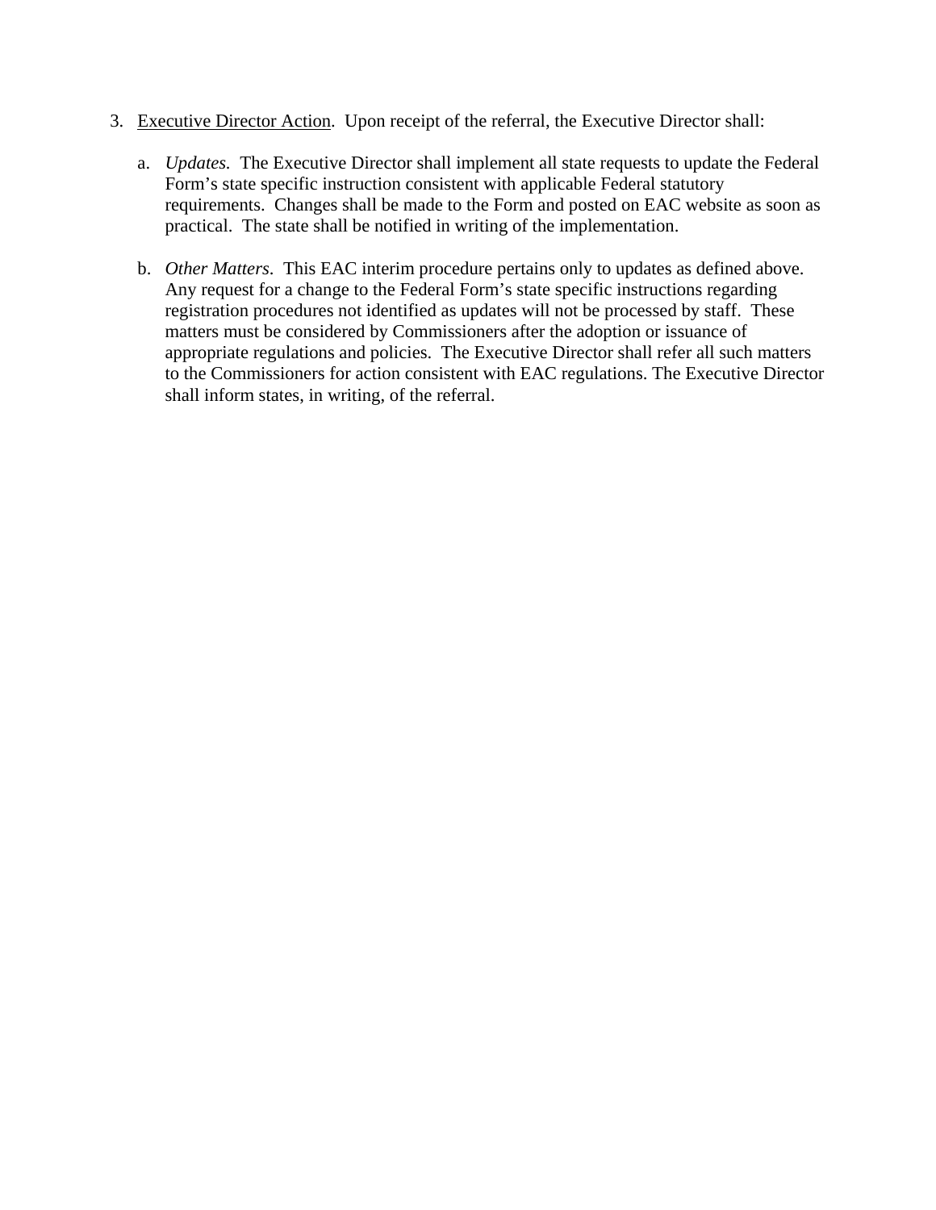3. <u>Executive Director Action</u>. Upon receipt of the referral, the Executive Director shall:

   a. *Updates.* The Executive Director shall implement all state requests to update the Federal Form's state specific instruction consistent with applicable Federal statutory requirements. Changes shall be made to the Form and posted on EAC website as soon as practical. The state shall be notified in writing of the implementation.

   b. *Other Matters*. This EAC interim procedure pertains only to updates as defined above. Any request for a change to the Federal Form's state specific instructions regarding registration procedures not identified as updates will not be processed by staff. These matters must be considered by Commissioners after the adoption or issuance of appropriate regulations and policies. The Executive Director shall refer all such matters to the Commissioners for action consistent with EAC regulations. The Executive Director shall inform states, in writing, of the referral.